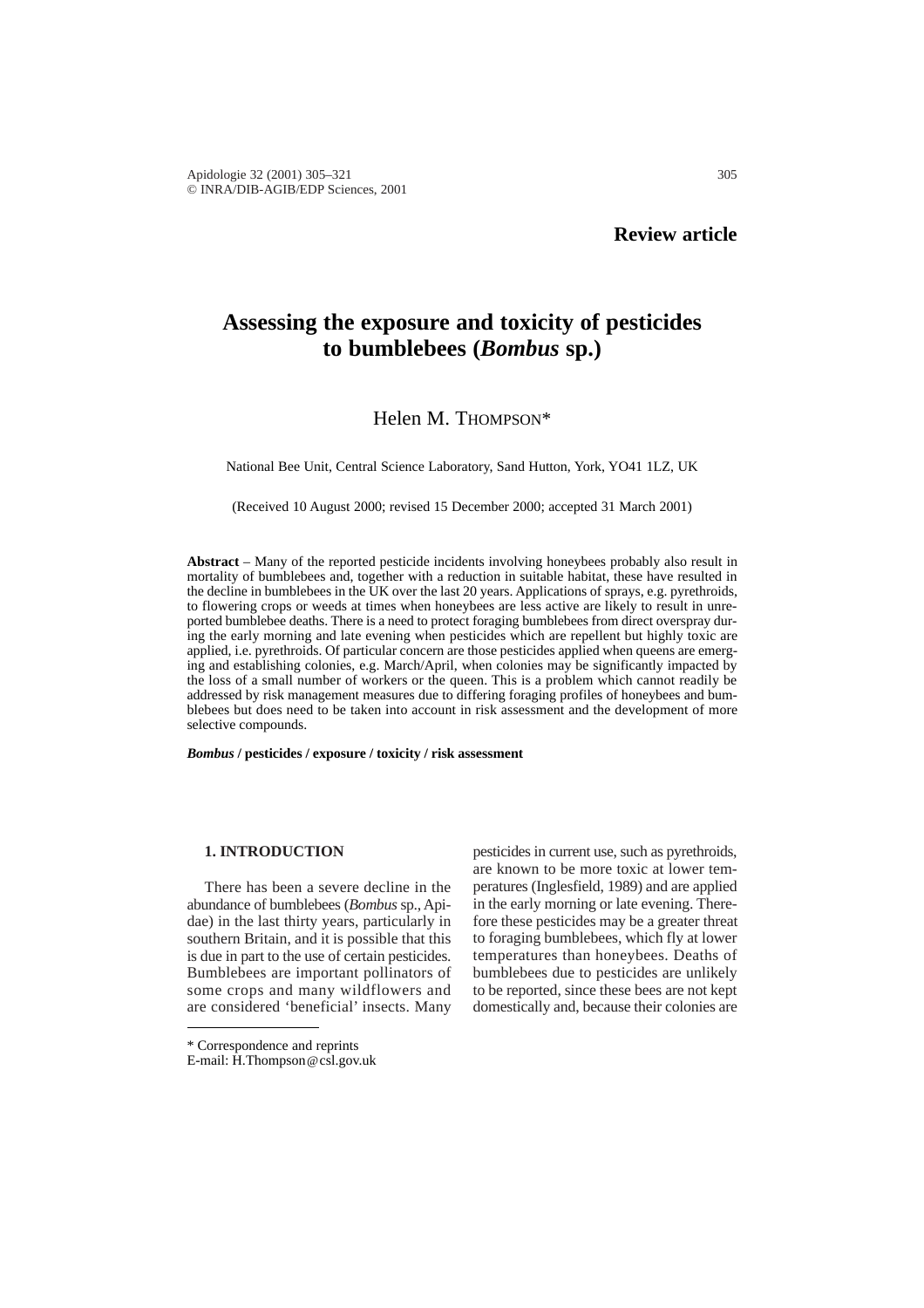**Review article**

# Assessing the exposure and toxicity of pesticides to bumblebees (*Bombus* sp.)

Helen M. Thompson*

National Bee Unit, Central Science Laboratory, Sand Hutton, York, YO41 1LZ, UK

(Received 10 August 2000; revised 15 December 2000; accepted 31 March 2001)

**Abstract** – Many of the reported pesticide incidents involving honeybees probably also result in mortality of bumblebees and, together with a reduction in suitable habitat, these have resulted in the decline in bumblebees in the UK over the last 20 years. Applications of sprays, e.g. pyrethroids, to flowering crops or weeds at times when honeybees are less active are likely to result in unreported bumblebee deaths. There is a need to protect foraging bumblebees from direct overspray during the early morning and late evening when pesticides which are repellent but highly toxic are applied, i.e. pyrethroids. Of particular concern are those pesticides applied when queens are emerging and establishing colonies, e.g. March/April, when colonies may be significantly impacted by the loss of a small number of workers or the queen. This is a problem which cannot readily be addressed by risk management measures due to differing foraging profiles of honeybees and bumblebees but does need to be taken into account in risk assessment and the development of more selective compounds.

***Bombus* / pesticides / exposure / toxicity / risk assessment**

## 1. INTRODUCTION

There has been a severe decline in the abundance of bumblebees (*Bombus* sp., Apidae) in the last thirty years, particularly in southern Britain, and it is possible that this is due in part to the use of certain pesticides. Bumblebees are important pollinators of some crops and many wildflowers and are considered 'beneficial' insects. Many pesticides in current use, such as pyrethroids, are known to be more toxic at lower temperatures (Inglesfield, 1989) and are applied in the early morning or late evening. Therefore these pesticides may be a greater threat to foraging bumblebees, which fly at lower temperatures than honeybees. Deaths of bumblebees due to pesticides are unlikely to be reported, since these bees are not kept domestically and, because their colonies are

\* Correspondence and reprints
E-mail: H.Thompson@csl.gov.uk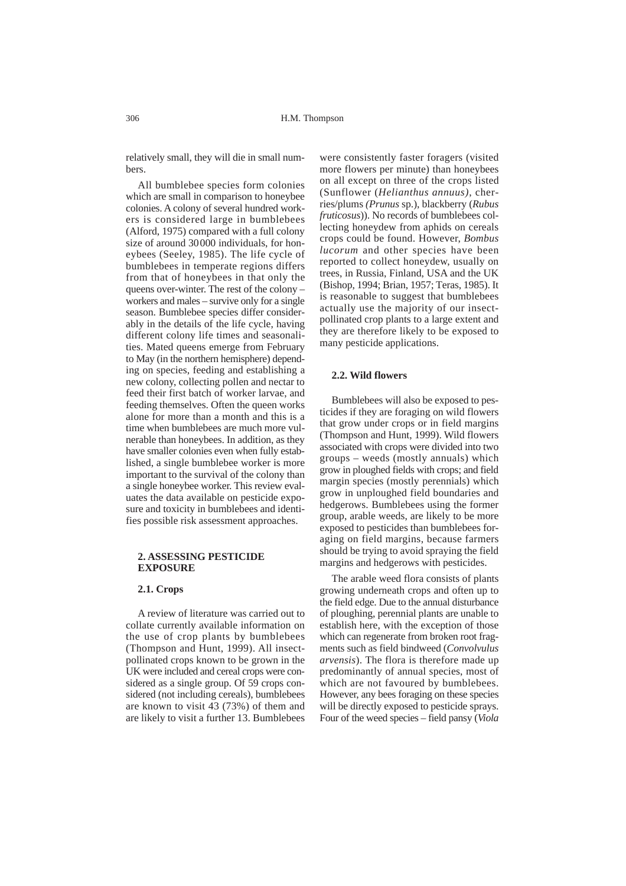relatively small, they will die in small numbers.

All bumblebee species form colonies which are small in comparison to honeybee colonies. A colony of several hundred workers is considered large in bumblebees (Alford, 1975) compared with a full colony size of around 30000 individuals, for honeybees (Seeley, 1985). The life cycle of bumblebees in temperate regions differs from that of honeybees in that only the queens over-winter. The rest of the colony – workers and males – survive only for a single season. Bumblebee species differ considerably in the details of the life cycle, having different colony life times and seasonalities. Mated queens emerge from February to May (in the northern hemisphere) depending on species, feeding and establishing a new colony, collecting pollen and nectar to feed their first batch of worker larvae, and feeding themselves. Often the queen works alone for more than a month and this is a time when bumblebees are much more vulnerable than honeybees. In addition, as they have smaller colonies even when fully established, a single bumblebee worker is more important to the survival of the colony than a single honeybee worker. This review evaluates the data available on pesticide exposure and toxicity in bumblebees and identifies possible risk assessment approaches.

## 2. ASSESSING PESTICIDE EXPOSURE

### 2.1. Crops

A review of literature was carried out to collate currently available information on the use of crop plants by bumblebees (Thompson and Hunt, 1999). All insect-pollinated crops known to be grown in the UK were included and cereal crops were considered as a single group. Of 59 crops considered (not including cereals), bumblebees are known to visit 43 (73%) of them and are likely to visit a further 13. Bumblebees were consistently faster foragers (visited more flowers per minute) than honeybees on all except on three of the crops listed (Sunflower (*Helianthus annuus)*, cherries/plums *(Prunus* sp.), blackberry (*Rubus fruticosus*)). No records of bumblebees collecting honeydew from aphids on cereals crops could be found. However, *Bombus lucorum* and other species have been reported to collect honeydew, usually on trees, in Russia, Finland, USA and the UK (Bishop, 1994; Brian, 1957; Teras, 1985). It is reasonable to suggest that bumblebees actually use the majority of our insect-pollinated crop plants to a large extent and they are therefore likely to be exposed to many pesticide applications.

### 2.2. Wild flowers

Bumblebees will also be exposed to pesticides if they are foraging on wild flowers that grow under crops or in field margins (Thompson and Hunt, 1999). Wild flowers associated with crops were divided into two groups – weeds (mostly annuals) which grow in ploughed fields with crops; and field margin species (mostly perennials) which grow in unploughed field boundaries and hedgerows. Bumblebees using the former group, arable weeds, are likely to be more exposed to pesticides than bumblebees foraging on field margins, because farmers should be trying to avoid spraying the field margins and hedgerows with pesticides.

The arable weed flora consists of plants growing underneath crops and often up to the field edge. Due to the annual disturbance of ploughing, perennial plants are unable to establish here, with the exception of those which can regenerate from broken root fragments such as field bindweed (*Convolvulus arvensis*). The flora is therefore made up predominantly of annual species, most of which are not favoured by bumblebees. However, any bees foraging on these species will be directly exposed to pesticide sprays. Four of the weed species – field pansy (*Viola*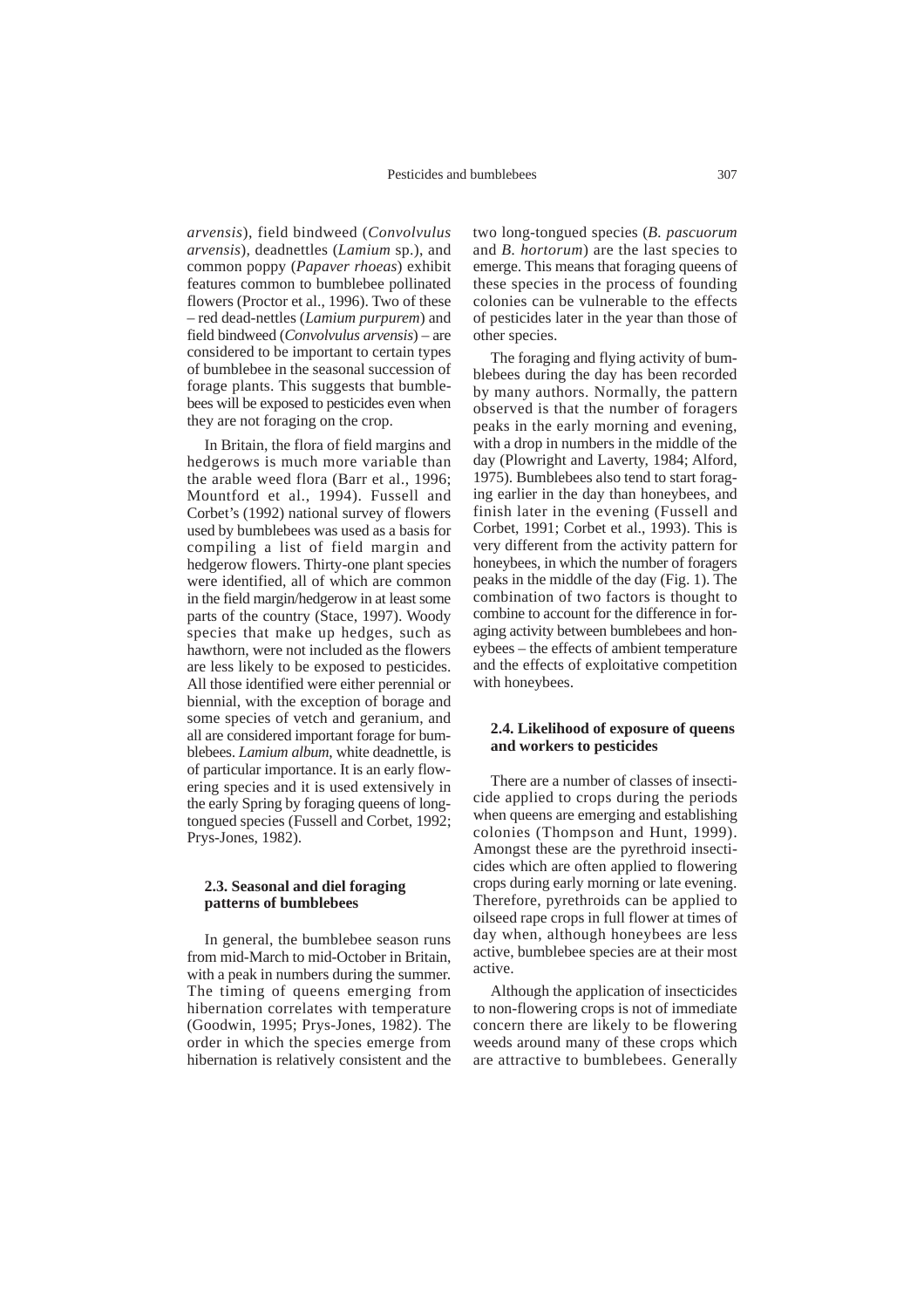*arvensis*), field bindweed (*Convolvulus arvensis*), deadnettles (*Lamium* sp.), and common poppy (*Papaver rhoeas*) exhibit features common to bumblebee pollinated flowers (Proctor et al., 1996). Two of these – red dead-nettles (*Lamium purpurem*) and field bindweed (*Convolvulus arvensis*) – are considered to be important to certain types of bumblebee in the seasonal succession of forage plants. This suggests that bumblebees will be exposed to pesticides even when they are not foraging on the crop.

In Britain, the flora of field margins and hedgerows is much more variable than the arable weed flora (Barr et al., 1996; Mountford et al., 1994). Fussell and Corbet's (1992) national survey of flowers used by bumblebees was used as a basis for compiling a list of field margin and hedgerow flowers. Thirty-one plant species were identified, all of which are common in the field margin/hedgerow in at least some parts of the country (Stace, 1997). Woody species that make up hedges, such as hawthorn, were not included as the flowers are less likely to be exposed to pesticides. All those identified were either perennial or biennial, with the exception of borage and some species of vetch and geranium, and all are considered important forage for bumblebees. *Lamium album*, white deadnettle, is of particular importance. It is an early flowering species and it is used extensively in the early Spring by foraging queens of long-tongued species (Fussell and Corbet, 1992; Prys-Jones, 1982).

### 2.3. Seasonal and diel foraging patterns of bumblebees

In general, the bumblebee season runs from mid-March to mid-October in Britain, with a peak in numbers during the summer. The timing of queens emerging from hibernation correlates with temperature (Goodwin, 1995; Prys-Jones, 1982). The order in which the species emerge from hibernation is relatively consistent and the two long-tongued species (*B. pascuorum* and *B. hortorum*) are the last species to emerge. This means that foraging queens of these species in the process of founding colonies can be vulnerable to the effects of pesticides later in the year than those of other species.

The foraging and flying activity of bumblebees during the day has been recorded by many authors. Normally, the pattern observed is that the number of foragers peaks in the early morning and evening, with a drop in numbers in the middle of the day (Plowright and Laverty, 1984; Alford, 1975). Bumblebees also tend to start foraging earlier in the day than honeybees, and finish later in the evening (Fussell and Corbet, 1991; Corbet et al., 1993). This is very different from the activity pattern for honeybees, in which the number of foragers peaks in the middle of the day (Fig. 1). The combination of two factors is thought to combine to account for the difference in foraging activity between bumblebees and honeybees – the effects of ambient temperature and the effects of exploitative competition with honeybees.

### 2.4. Likelihood of exposure of queens and workers to pesticides

There are a number of classes of insecticide applied to crops during the periods when queens are emerging and establishing colonies (Thompson and Hunt, 1999). Amongst these are the pyrethroid insecticides which are often applied to flowering crops during early morning or late evening. Therefore, pyrethroids can be applied to oilseed rape crops in full flower at times of day when, although honeybees are less active, bumblebee species are at their most active.

Although the application of insecticides to non-flowering crops is not of immediate concern there are likely to be flowering weeds around many of these crops which are attractive to bumblebees. Generally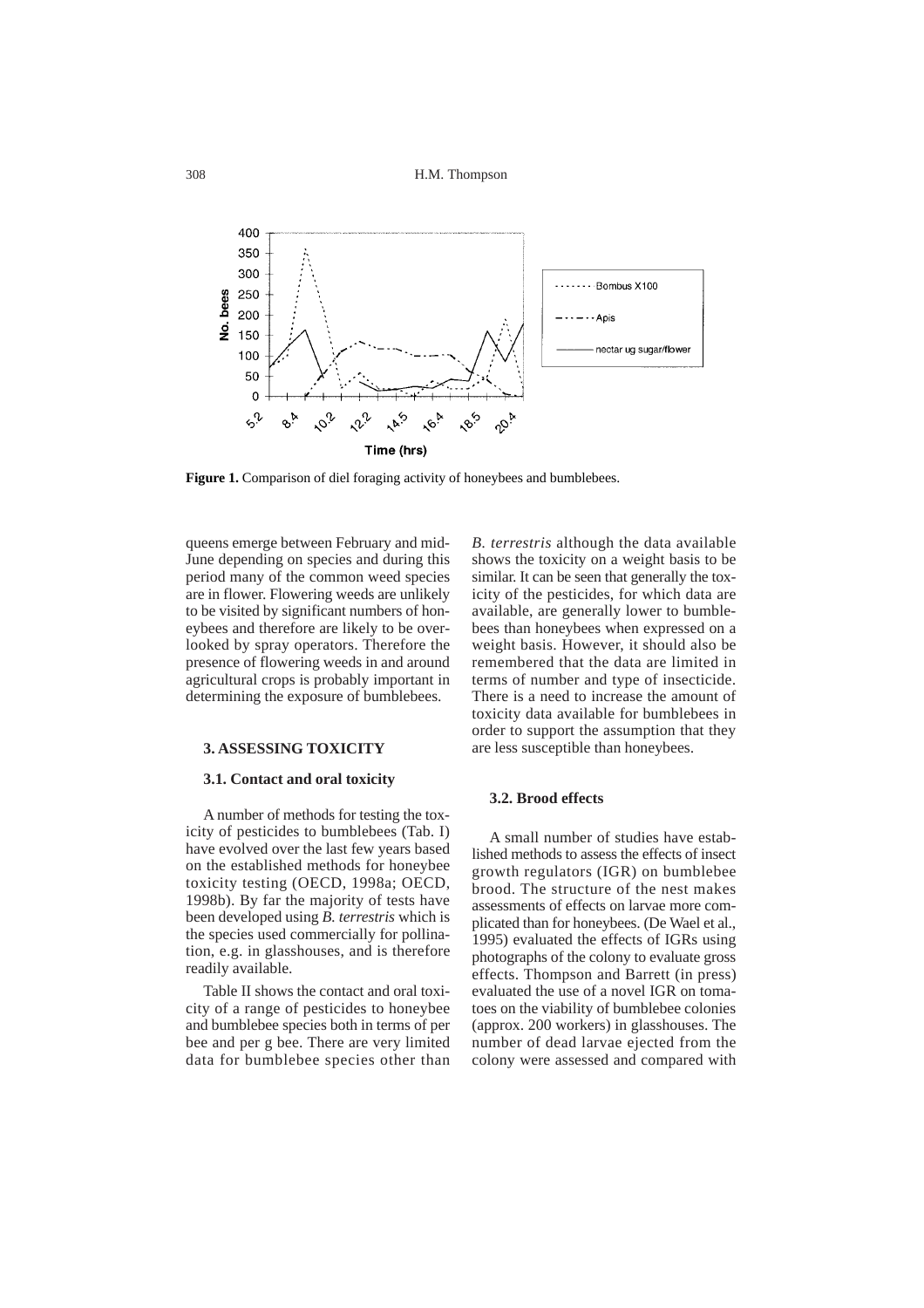**Figure 1.** Comparison of diel foraging activity of honeybees and bumblebees.

queens emerge between February and mid-June depending on species and during this period many of the common weed species are in flower. Flowering weeds are unlikely to be visited by significant numbers of honeybees and therefore are likely to be overlooked by spray operators. Therefore the presence of flowering weeds in and around agricultural crops is probably important in determining the exposure of bumblebees.

## 3. ASSESSING TOXICITY

### 3.1. Contact and oral toxicity

A number of methods for testing the toxicity of pesticides to bumblebees (Tab. I) have evolved over the last few years based on the established methods for honeybee toxicity testing (OECD, 1998a; OECD, 1998b). By far the majority of tests have been developed using *B. terrestris* which is the species used commercially for pollination, e.g. in glasshouses, and is therefore readily available.

Table II shows the contact and oral toxicity of a range of pesticides to honeybee and bumblebee species both in terms of per bee and per g bee. There are very limited data for bumblebee species other than *B. terrestris* although the data available shows the toxicity on a weight basis to be similar. It can be seen that generally the toxicity of the pesticides, for which data are available, are generally lower to bumblebees than honeybees when expressed on a weight basis. However, it should also be remembered that the data are limited in terms of number and type of insecticide. There is a need to increase the amount of toxicity data available for bumblebees in order to support the assumption that they are less susceptible than honeybees.

### 3.2. Brood effects

A small number of studies have established methods to assess the effects of insect growth regulators (IGR) on bumblebee brood. The structure of the nest makes assessments of effects on larvae more complicated than for honeybees. (De Wael et al., 1995) evaluated the effects of IGRs using photographs of the colony to evaluate gross effects. Thompson and Barrett (in press) evaluated the use of a novel IGR on tomatoes on the viability of bumblebee colonies (approx. 200 workers) in glasshouses. The number of dead larvae ejected from the colony were assessed and compared with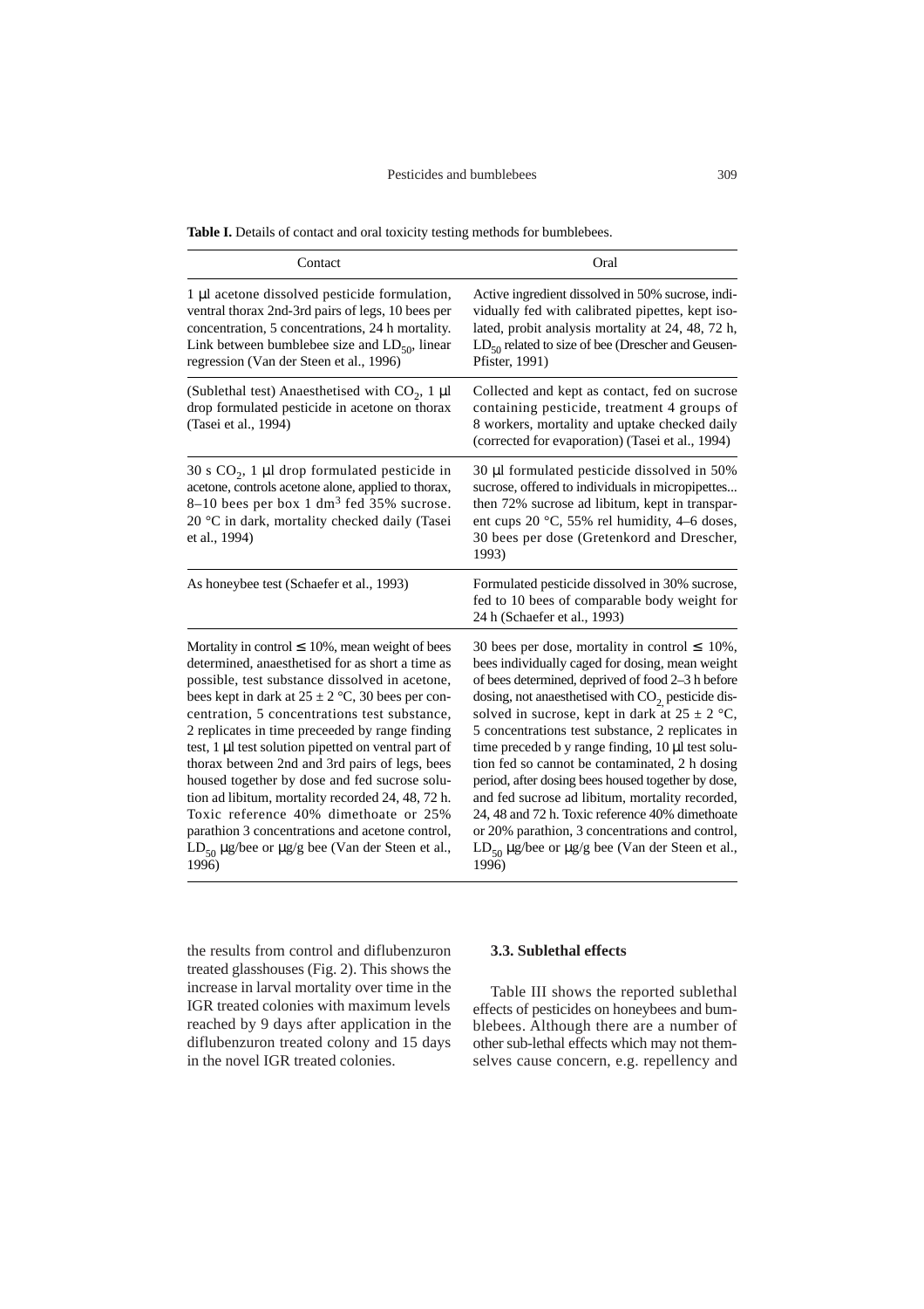**Table I.** Details of contact and oral toxicity testing methods for bumblebees.

| Contact | Oral |
|---|---|
| 1 µl acetone dissolved pesticide formulation, ventral thorax 2nd-3rd pairs of legs, 10 bees per concentration, 5 concentrations, 24 h mortality. Link between bumblebee size and $LD_{50}$, linear regression (Van der Steen et al., 1996) | Active ingredient dissolved in 50% sucrose, individually fed with calibrated pipettes, kept isolated, probit analysis mortality at 24, 48, 72 h, $LD_{50}$ related to size of bee (Drescher and Geusen-Pfister, 1991) |
| (Sublethal test) Anaesthetised with $CO_2$, 1 µl drop formulated pesticide in acetone on thorax (Tasei et al., 1994) | Collected and kept as contact, fed on sucrose containing pesticide, treatment 4 groups of 8 workers, mortality and uptake checked daily (corrected for evaporation) (Tasei et al., 1994) |
| 30 s $CO_2$, 1 µl drop formulated pesticide in acetone, controls acetone alone, applied to thorax, 8–10 bees per box 1 $dm^3$ fed 35% sucrose. 20 °C in dark, mortality checked daily (Tasei et al., 1994) | 30 µl formulated pesticide dissolved in 50% sucrose, offered to individuals in micropipettes... then 72% sucrose ad libitum, kept in transparent cups 20 °C, 55% rel humidity, 4–6 doses, 30 bees per dose (Gretenkord and Drescher, 1993) |
| As honeybee test (Schaefer et al., 1993) | Formulated pesticide dissolved in 30% sucrose, fed to 10 bees of comparable body weight for 24 h (Schaefer et al., 1993) |
| Mortality in control ≤ 10%, mean weight of bees determined, anaesthetised for as short a time as possible, test substance dissolved in acetone, bees kept in dark at 25 ± 2 °C, 30 bees per concentration, 5 concentrations test substance, 2 replicates in time preceeded by range finding test, 1 µl test solution pipetted on ventral part of thorax between 2nd and 3rd pairs of legs, bees housed together by dose and fed sucrose solution ad libitum, mortality recorded 24, 48, 72 h. Toxic reference 40% dimethoate or 25% parathion 3 concentrations and acetone control, $LD_{50}$ µg/bee or µg/g bee (Van der Steen et al., 1996) | 30 bees per dose, mortality in control ≤ 10%, bees individually caged for dosing, mean weight of bees determined, deprived of food 2–3 h before dosing, not anaesthetised with $CO_2$, pesticide dissolved in sucrose, kept in dark at 25 ± 2 °C, 5 concentrations test substance, 2 replicates in time preceded b y range finding, 10 µl test solution fed so cannot be contaminated, 2 h dosing period, after dosing bees housed together by dose, and fed sucrose ad libitum, mortality recorded, 24, 48 and 72 h. Toxic reference 40% dimethoate or 20% parathion, 3 concentrations and control, $LD_{50}$ µg/bee or µg/g bee (Van der Steen et al., 1996) |

the results from control and diflubenzuron treated glasshouses (Fig. 2). This shows the increase in larval mortality over time in the IGR treated colonies with maximum levels reached by 9 days after application in the diflubenzuron treated colony and 15 days in the novel IGR treated colonies.

### 3.3. Sublethal effects

Table III shows the reported sublethal effects of pesticides on honeybees and bumblebees. Although there are a number of other sub-lethal effects which may not themselves cause concern, e.g. repellency and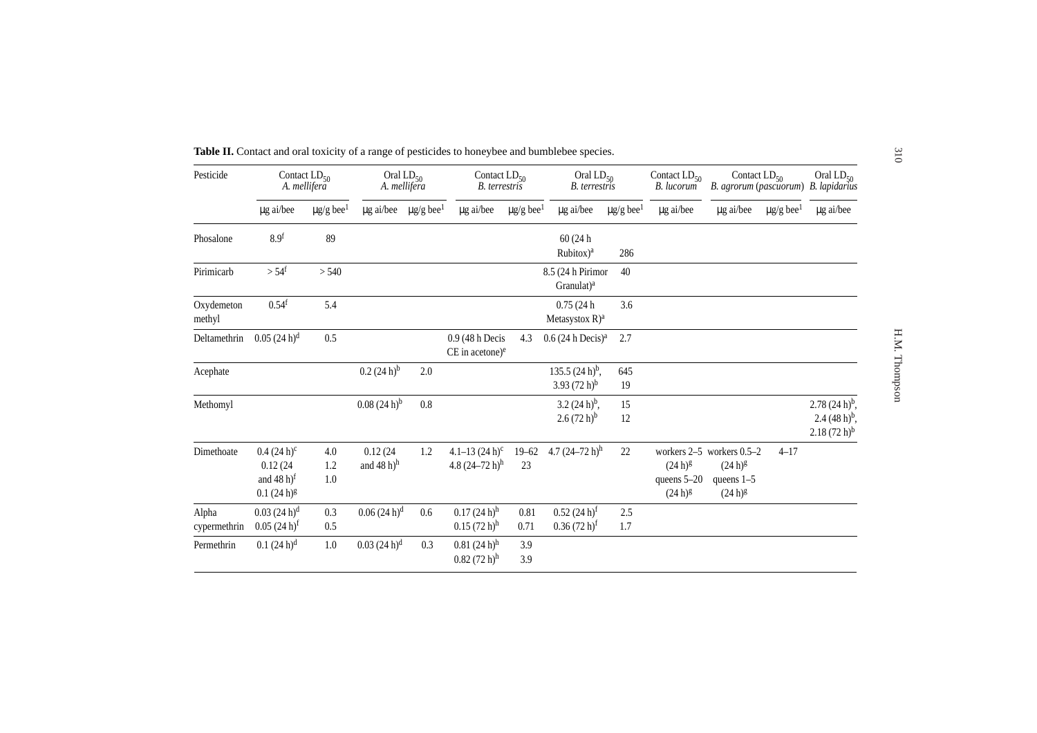**Table II.** Contact and oral toxicity of a range of pesticides to honeybee and bumblebee species.

| Pesticide | Contact $LD_{50}$ *A. mellifera* | | Oral $LD_{50}$ *A. mellifera* | | Contact $LD_{50}$ *B. terrestris* | | Oral $LD_{50}$ *B. terrestris* | | Contact $LD_{50}$ *B. lucorum* | Contact $LD_{50}$ *B. agrorum (pascuorum)* | | Oral $LD_{50}$ *B. lapidarius* |
|---|---|---|---|---|---|---|---|---|---|---|---|---|
| | μg ai/bee | μg/g bee[1] | μg ai/bee | μg/g bee[1] | μg ai/bee | μg/g bee[1] | μg ai/bee | μg/g bee[1] | μg ai/bee | μg ai/bee | μg/g bee[1] | μg ai/bee |
| Phosalone | 8.9[f] | 89 | | | | | 60 (24 h Rubitox)[a] | 286 | | | | |
| Pirimicarb | > 54[f] | > 540 | | | | | 8.5 (24 h Pirimor Granulat)[a] | 40 | | | | |
| Oxydemeton methyl | 0.54[f] | 5.4 | | | | | 0.75 (24 h Metasystox R)[a] | 3.6 | | | | |
| Deltamethrin | 0.05 (24 h)[d] | 0.5 | | | 0.9 (48 h Decis CE in acetone)[e] | 4.3 | 0.6 (24 h Decis)[a] | 2.7 | | | | |
| Acephate | | | 0.2 (24 h)[b] | 2.0 | | | 135.5 (24 h)[b], 3.93 (72 h)[b] | 645 19 | | | | |
| Methomyl | | | 0.08 (24 h)[b] | 0.8 | | | 3.2 (24 h)[b], 2.6 (72 h)[b] | 15 12 | | | | 2.78 (24 h)[b], 2.4 (48 h)[b], 2.18 (72 h)[b] |
| Dimethoate | 0.4 (24 h)[c] 0.12 (24 and 48 h)[f] 0.1 (24 h)[g] | 4.0 1.2 1.0 | 0.12 (24 and 48 h)[h] | 1.2 | 4.1–13 (24 h)[c] 4.8 (24–72 h)[h] | 19–62 23 | 4.7 (24–72 h)[h] | 22 | workers 2–5 (24 h)[g] queens 5–20 (24 h)[g] | workers 0.5–2 (24 h)[g] queens 1–5 (24 h)[g] | 4–17 | |
| Alpha cypermethrin | 0.03 (24 h)[d] 0.05 (24 h)[f] | 0.3 0.5 | 0.06 (24 h)[d] | 0.6 | 0.17 (24 h)[h] 0.15 (72 h)[h] | 0.81 0.71 | 0.52 (24 h)[f] 0.36 (72 h)[f] | 2.5 1.7 | | | | |
| Permethrin | 0.1 (24 h)[d] | 1.0 | 0.03 (24 h)[d] | 0.3 | 0.81 (24 h)[h] 0.82 (72 h)[h] | 3.9 3.9 | | | | | | |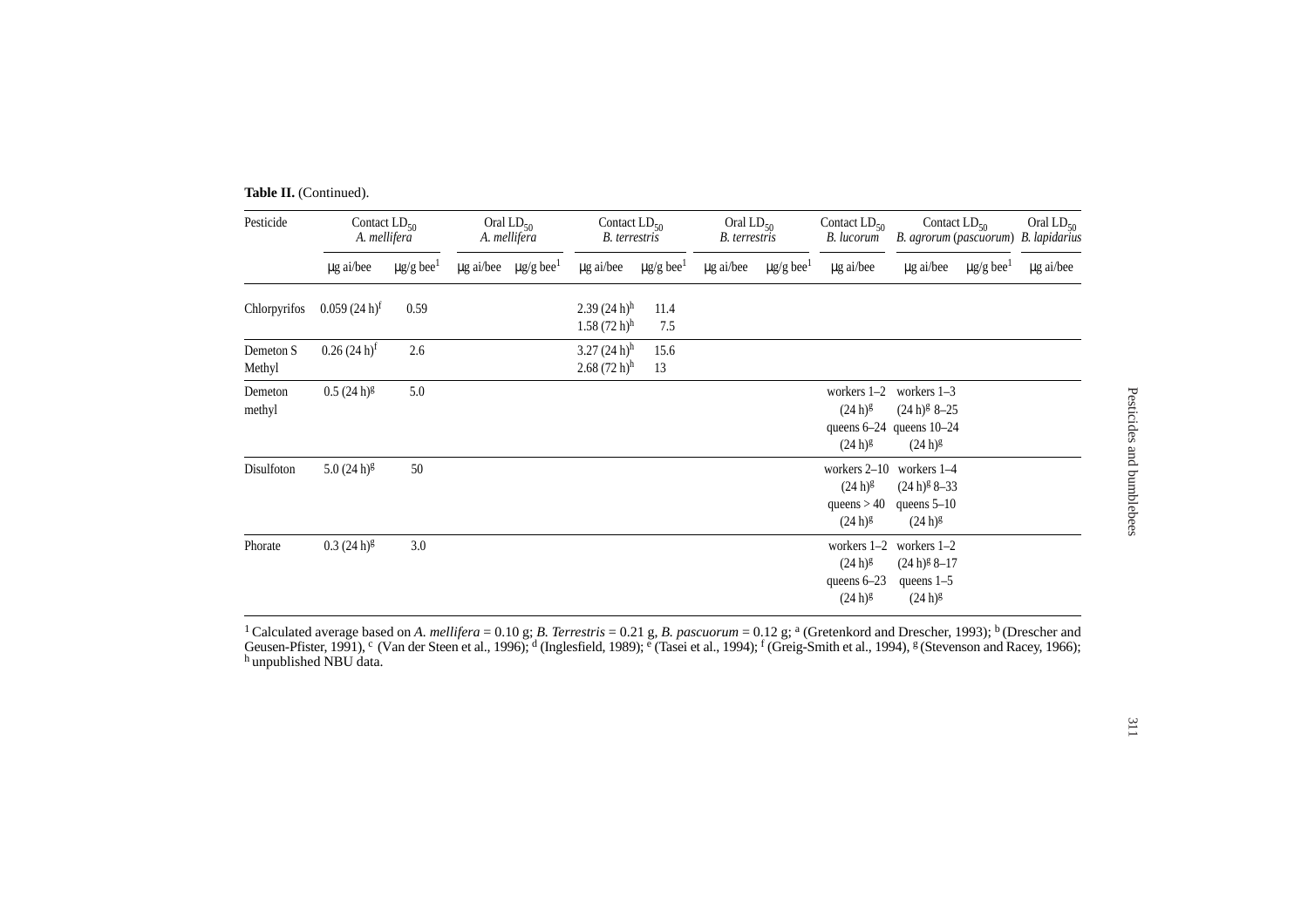**Table II.** (Continued).

| Pesticide | Contact $LD_{50}$ *A. mellifera* | | Oral $LD_{50}$ *A. mellifera* | | Contact $LD_{50}$ *B. terrestris* | | Oral $LD_{50}$ *B. terrestris* | | Contact $LD_{50}$ *B. lucorum* | Contact $LD_{50}$ *B. agrorum* (*pascuorum*) | | Oral $LD_{50}$ *B. lapidarius* |
|---|---|---|---|---|---|---|---|---|---|---|---|---|
| | μg ai/bee | μg/g bee[1] | μg ai/bee | μg/g bee[1] | μg ai/bee | μg/g bee[1] | μg ai/bee | μg/g bee[1] | μg ai/bee | μg ai/bee | μg/g bee[1] | μg ai/bee |
| Chlorpyrifos | 0.059 (24 h)[f] | 0.59 | | | 2.39 (24 h)[h] 1.58 (72 h)[h] | 11.4 7.5 | | | | | | |
| Demeton S Methyl | 0.26 (24 h)[f] | 2.6 | | | 3.27 (24 h)[h] 2.68 (72 h)[h] | 15.6 13 | | | | | | |
| Demeton methyl | 0.5 (24 h)[g] | 5.0 | | | | | | | workers 1–2 (24 h)[g] queens 6–24 (24 h)[g] | workers 1–3 (24 h)[g] queens 10–24 (24 h)[g] | 8–25 | |
| Disulfoton | 5.0 (24 h)[g] | 50 | | | | | | | workers 2–10 (24 h)[g] queens > 40 (24 h)[g] | workers 1–4 (24 h)[g] queens 5–10 (24 h)[g] | 8–33 | |
| Phorate | 0.3 (24 h)[g] | 3.0 | | | | | | | workers 1–2 (24 h)[g] queens 6–23 (24 h)[g] | workers 1–2 (24 h)[g] queens 1–5 (24 h)[g] | 8–17 | |

[1] Calculated average based on *A. mellifera* = 0.10 g; *B. Terrestris* = 0.21 g, *B. pascuorum* = 0.12 g; [a] (Gretenkord and Drescher, 1993); [b] (Drescher and Geusen-Pfister, 1991), [c] (Van der Steen et al., 1996); [d] (Inglesfield, 1989); [e] (Tasei et al., 1994); [f] (Greig-Smith et al., 1994), [g] (Stevenson and Racey, 1966); [h] unpublished NBU data.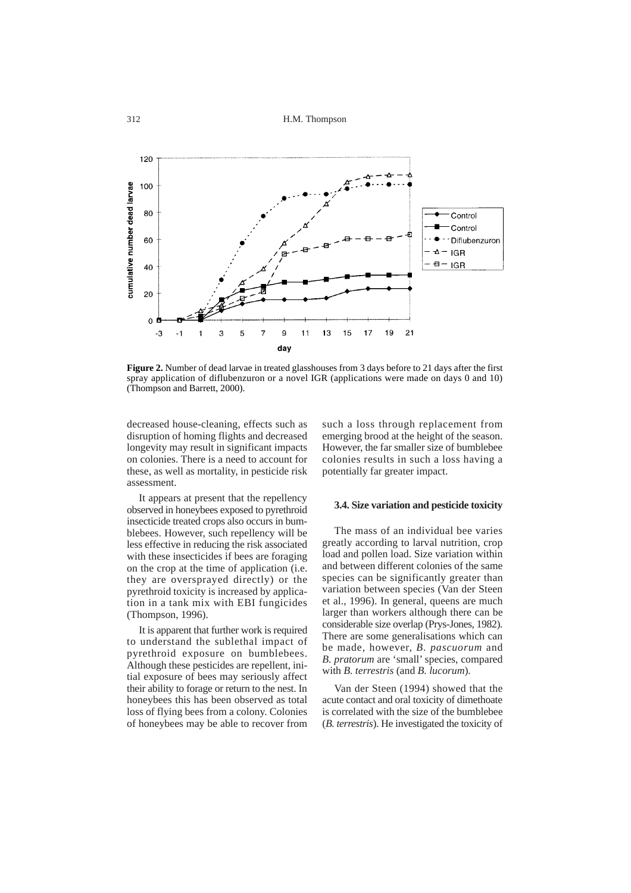**Figure 2.** Number of dead larvae in treated glasshouses from 3 days before to 21 days after the first spray application of diflubenzuron or a novel IGR (applications were made on days 0 and 10) (Thompson and Barrett, 2000).

decreased house-cleaning, effects such as disruption of homing flights and decreased longevity may result in significant impacts on colonies. There is a need to account for these, as well as mortality, in pesticide risk assessment.

It appears at present that the repellency observed in honeybees exposed to pyrethroid insecticide treated crops also occurs in bumblebees. However, such repellency will be less effective in reducing the risk associated with these insecticides if bees are foraging on the crop at the time of application (i.e. they are oversprayed directly) or the pyrethroid toxicity is increased by application in a tank mix with EBI fungicides (Thompson, 1996).

It is apparent that further work is required to understand the sublethal impact of pyrethroid exposure on bumblebees. Although these pesticides are repellent, initial exposure of bees may seriously affect their ability to forage or return to the nest. In honeybees this has been observed as total loss of flying bees from a colony. Colonies of honeybees may be able to recover from such a loss through replacement from emerging brood at the height of the season. However, the far smaller size of bumblebee colonies results in such a loss having a potentially far greater impact.

### 3.4. Size variation and pesticide toxicity

The mass of an individual bee varies greatly according to larval nutrition, crop load and pollen load. Size variation within and between different colonies of the same species can be significantly greater than variation between species (Van der Steen et al., 1996). In general, queens are much larger than workers although there can be considerable size overlap (Prys-Jones, 1982). There are some generalisations which can be made, however, *B. pascuorum* and *B. pratorum* are 'small' species, compared with *B. terrestris* (and *B. lucorum*).

Van der Steen (1994) showed that the acute contact and oral toxicity of dimethoate is correlated with the size of the bumblebee (*B. terrestris*). He investigated the toxicity of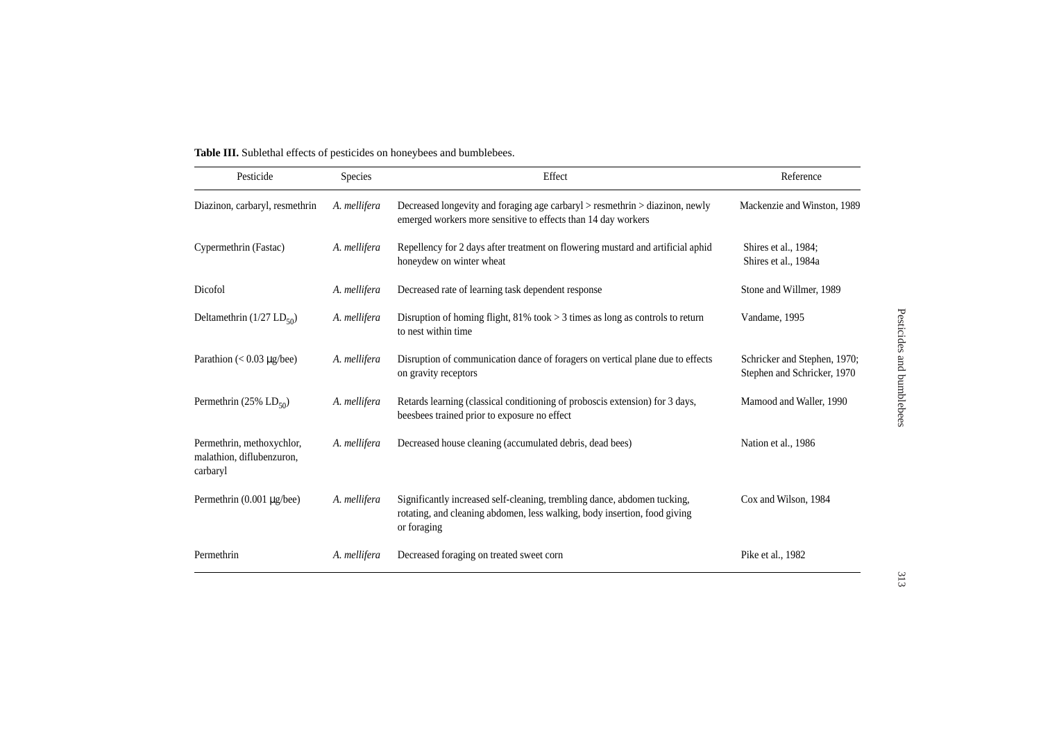**Table III.** Sublethal effects of pesticides on honeybees and bumblebees.

| Pesticide | Species | Effect | Reference |
|---|---|---|---|
| Diazinon, carbaryl, resmethrin | *A. mellifera* | Decreased longevity and foraging age carbaryl > resmethrin > diazinon, newly emerged workers more sensitive to effects than 14 day workers | Mackenzie and Winston, 1989 |
| Cypermethrin (Fastac) | *A. mellifera* | Repellency for 2 days after treatment on flowering mustard and artificial aphid honeydew on winter wheat | Shires et al., 1984; Shires et al., 1984a |
| Dicofol | *A. mellifera* | Decreased rate of learning task dependent response | Stone and Willmer, 1989 |
| Deltamethrin (1/27 $LD_{50}$) | *A. mellifera* | Disruption of homing flight, 81% took > 3 times as long as controls to return to nest within time | Vandame, 1995 |
| Parathion (< 0.03 μg/bee) | *A. mellifera* | Disruption of communication dance of foragers on vertical plane due to effects on gravity receptors | Schricker and Stephen, 1970; Stephen and Schricker, 1970 |
| Permethrin (25% $LD_{50}$) | *A. mellifera* | Retards learning (classical conditioning of proboscis extension) for 3 days, beesbees trained prior to exposure no effect | Mamood and Waller, 1990 |
| Permethrin, methoxychlor, malathion, diflubenzuron, carbaryl | *A. mellifera* | Decreased house cleaning (accumulated debris, dead bees) | Nation et al., 1986 |
| Permethrin (0.001 μg/bee) | *A. mellifera* | Significantly increased self-cleaning, trembling dance, abdomen tucking, rotating, and cleaning abdomen, less walking, body insertion, food giving or foraging | Cox and Wilson, 1984 |
| Permethrin | *A. mellifera* | Decreased foraging on treated sweet corn | Pike et al., 1982 |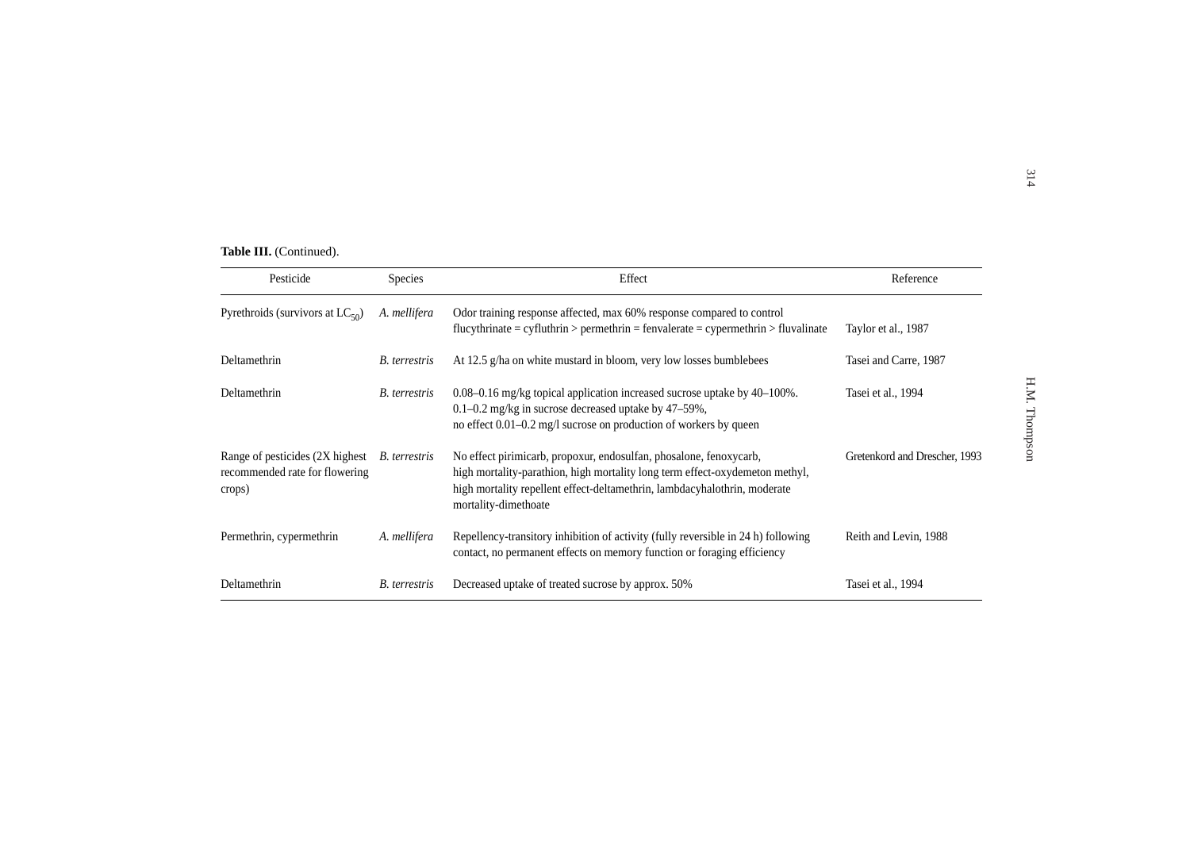**Table III.** (Continued).

| Pesticide | Species | Effect | Reference |
|---|---|---|---|
| Pyrethroids (survivors at $LC_{50}$) | *A. mellifera* | Odor training response affected, max 60% response compared to control flucythrinate = cyfluthrin > permethrin = fenvalerate = cypermethrin > fluvalinate | Taylor et al., 1987 |
| Deltamethrin | *B. terrestris* | At 12.5 g/ha on white mustard in bloom, very low losses bumblebees | Tasei and Carre, 1987 |
| Deltamethrin | *B. terrestris* | 0.08–0.16 mg/kg topical application increased sucrose uptake by 40–100%. 0.1–0.2 mg/kg in sucrose decreased uptake by 47–59%, no effect 0.01–0.2 mg/l sucrose on production of workers by queen | Tasei et al., 1994 |
| Range of pesticides (2X highest recommended rate for flowering crops) | *B. terrestris* | No effect pirimicarb, propoxur, endosulfan, phosalone, fenoxycarb, high mortality-parathion, high mortality long term effect-oxydemeton methyl, high mortality repellent effect-deltamethrin, lambdacyhalothrin, moderate mortality-dimethoate | Gretenkord and Drescher, 1993 |
| Permethrin, cypermethrin | *A. mellifera* | Repellency-transitory inhibition of activity (fully reversible in 24 h) following contact, no permanent effects on memory function or foraging efficiency | Reith and Levin, 1988 |
| Deltamethrin | *B. terrestris* | Decreased uptake of treated sucrose by approx. 50% | Tasei et al., 1994 |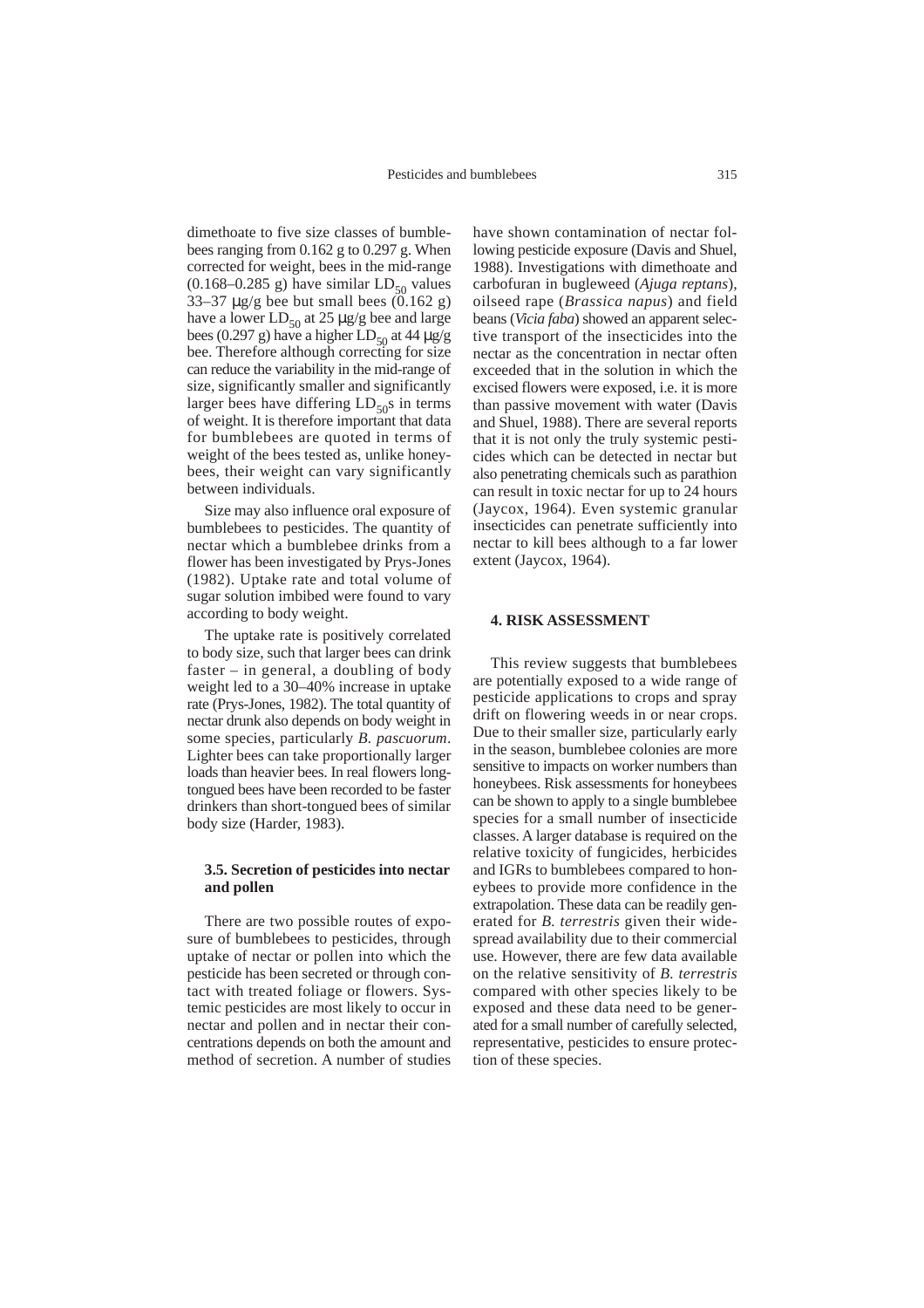dimethoate to five size classes of bumblebees ranging from 0.162 g to 0.297 g. When corrected for weight, bees in the mid-range (0.168–0.285 g) have similar $LD_{50}$ values 33–37 μg/g bee but small bees (0.162 g) have a lower $LD_{50}$ at 25 μg/g bee and large bees (0.297 g) have a higher $LD_{50}$ at 44 μg/g bee. Therefore although correcting for size can reduce the variability in the mid-range of size, significantly smaller and significantly larger bees have differing $LD_{50}$s in terms of weight. It is therefore important that data for bumblebees are quoted in terms of weight of the bees tested as, unlike honeybees, their weight can vary significantly between individuals.

Size may also influence oral exposure of bumblebees to pesticides. The quantity of nectar which a bumblebee drinks from a flower has been investigated by Prys-Jones (1982). Uptake rate and total volume of sugar solution imbibed were found to vary according to body weight.

The uptake rate is positively correlated to body size, such that larger bees can drink faster – in general, a doubling of body weight led to a 30–40% increase in uptake rate (Prys-Jones, 1982). The total quantity of nectar drunk also depends on body weight in some species, particularly *B. pascuorum*. Lighter bees can take proportionally larger loads than heavier bees. In real flowers long-tongued bees have been recorded to be faster drinkers than short-tongued bees of similar body size (Harder, 1983).

### 3.5. Secretion of pesticides into nectar and pollen

There are two possible routes of exposure of bumblebees to pesticides, through uptake of nectar or pollen into which the pesticide has been secreted or through contact with treated foliage or flowers. Systemic pesticides are most likely to occur in nectar and pollen and in nectar their concentrations depends on both the amount and method of secretion. A number of studies have shown contamination of nectar following pesticide exposure (Davis and Shuel, 1988). Investigations with dimethoate and carbofuran in bugleweed (*Ajuga reptans*), oilseed rape (*Brassica napus*) and field beans (*Vicia faba*) showed an apparent selective transport of the insecticides into the nectar as the concentration in nectar often exceeded that in the solution in which the excised flowers were exposed, i.e. it is more than passive movement with water (Davis and Shuel, 1988). There are several reports that it is not only the truly systemic pesticides which can be detected in nectar but also penetrating chemicals such as parathion can result in toxic nectar for up to 24 hours (Jaycox, 1964). Even systemic granular insecticides can penetrate sufficiently into nectar to kill bees although to a far lower extent (Jaycox, 1964).

## 4. RISK ASSESSMENT

This review suggests that bumblebees are potentially exposed to a wide range of pesticide applications to crops and spray drift on flowering weeds in or near crops. Due to their smaller size, particularly early in the season, bumblebee colonies are more sensitive to impacts on worker numbers than honeybees. Risk assessments for honeybees can be shown to apply to a single bumblebee species for a small number of insecticide classes. A larger database is required on the relative toxicity of fungicides, herbicides and IGRs to bumblebees compared to honeybees to provide more confidence in the extrapolation. These data can be readily generated for *B. terrestris* given their widespread availability due to their commercial use. However, there are few data available on the relative sensitivity of *B. terrestris* compared with other species likely to be exposed and these data need to be generated for a small number of carefully selected, representative, pesticides to ensure protection of these species.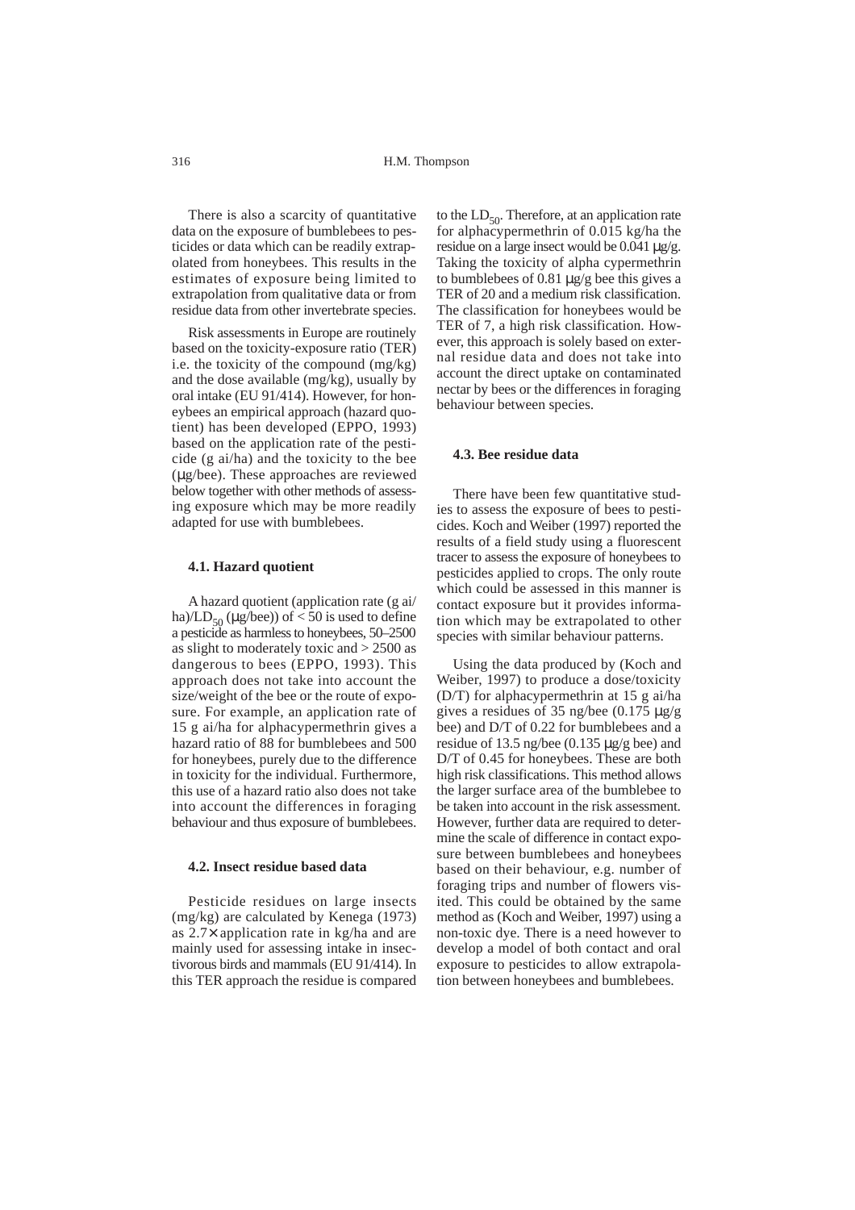There is also a scarcity of quantitative data on the exposure of bumblebees to pesticides or data which can be readily extrapolated from honeybees. This results in the estimates of exposure being limited to extrapolation from qualitative data or from residue data from other invertebrate species.

Risk assessments in Europe are routinely based on the toxicity-exposure ratio (TER) i.e. the toxicity of the compound (mg/kg) and the dose available (mg/kg), usually by oral intake (EU 91/414). However, for honeybees an empirical approach (hazard quotient) has been developed (EPPO, 1993) based on the application rate of the pesticide (g ai/ha) and the toxicity to the bee (μg/bee). These approaches are reviewed below together with other methods of assessing exposure which may be more readily adapted for use with bumblebees.

#### 4.1. Hazard quotient

A hazard quotient (application rate (g ai/ha)/$LD_{50}$ (μg/bee)) of < 50 is used to define a pesticide as harmless to honeybees, 50–2500 as slight to moderately toxic and > 2500 as dangerous to bees (EPPO, 1993). This approach does not take into account the size/weight of the bee or the route of exposure. For example, an application rate of 15 g ai/ha for alphacypermethrin gives a hazard ratio of 88 for bumblebees and 500 for honeybees, purely due to the difference in toxicity for the individual. Furthermore, this use of a hazard ratio also does not take into account the differences in foraging behaviour and thus exposure of bumblebees.

#### 4.2. Insect residue based data

Pesticide residues on large insects (mg/kg) are calculated by Kenega (1973) as 2.7× application rate in kg/ha and are mainly used for assessing intake in insectivorous birds and mammals (EU 91/414). In this TER approach the residue is compared to the $LD_{50}$. Therefore, at an application rate for alphacypermethrin of 0.015 kg/ha the residue on a large insect would be 0.041 μg/g. Taking the toxicity of alpha cypermethrin to bumblebees of 0.81 μg/g bee this gives a TER of 20 and a medium risk classification. The classification for honeybees would be TER of 7, a high risk classification. However, this approach is solely based on external residue data and does not take into account the direct uptake on contaminated nectar by bees or the differences in foraging behaviour between species.

#### 4.3. Bee residue data

There have been few quantitative studies to assess the exposure of bees to pesticides. Koch and Weiber (1997) reported the results of a field study using a fluorescent tracer to assess the exposure of honeybees to pesticides applied to crops. The only route which could be assessed in this manner is contact exposure but it provides information which may be extrapolated to other species with similar behaviour patterns.

Using the data produced by (Koch and Weiber, 1997) to produce a dose/toxicity (D/T) for alphacypermethrin at 15 g ai/ha gives a residues of 35 ng/bee (0.175 μg/g bee) and D/T of 0.22 for bumblebees and a residue of 13.5 ng/bee (0.135 μg/g bee) and D/T of 0.45 for honeybees. These are both high risk classifications. This method allows the larger surface area of the bumblebee to be taken into account in the risk assessment. However, further data are required to determine the scale of difference in contact exposure between bumblebees and honeybees based on their behaviour, e.g. number of foraging trips and number of flowers visited. This could be obtained by the same method as (Koch and Weiber, 1997) using a non-toxic dye. There is a need however to develop a model of both contact and oral exposure to pesticides to allow extrapolation between honeybees and bumblebees.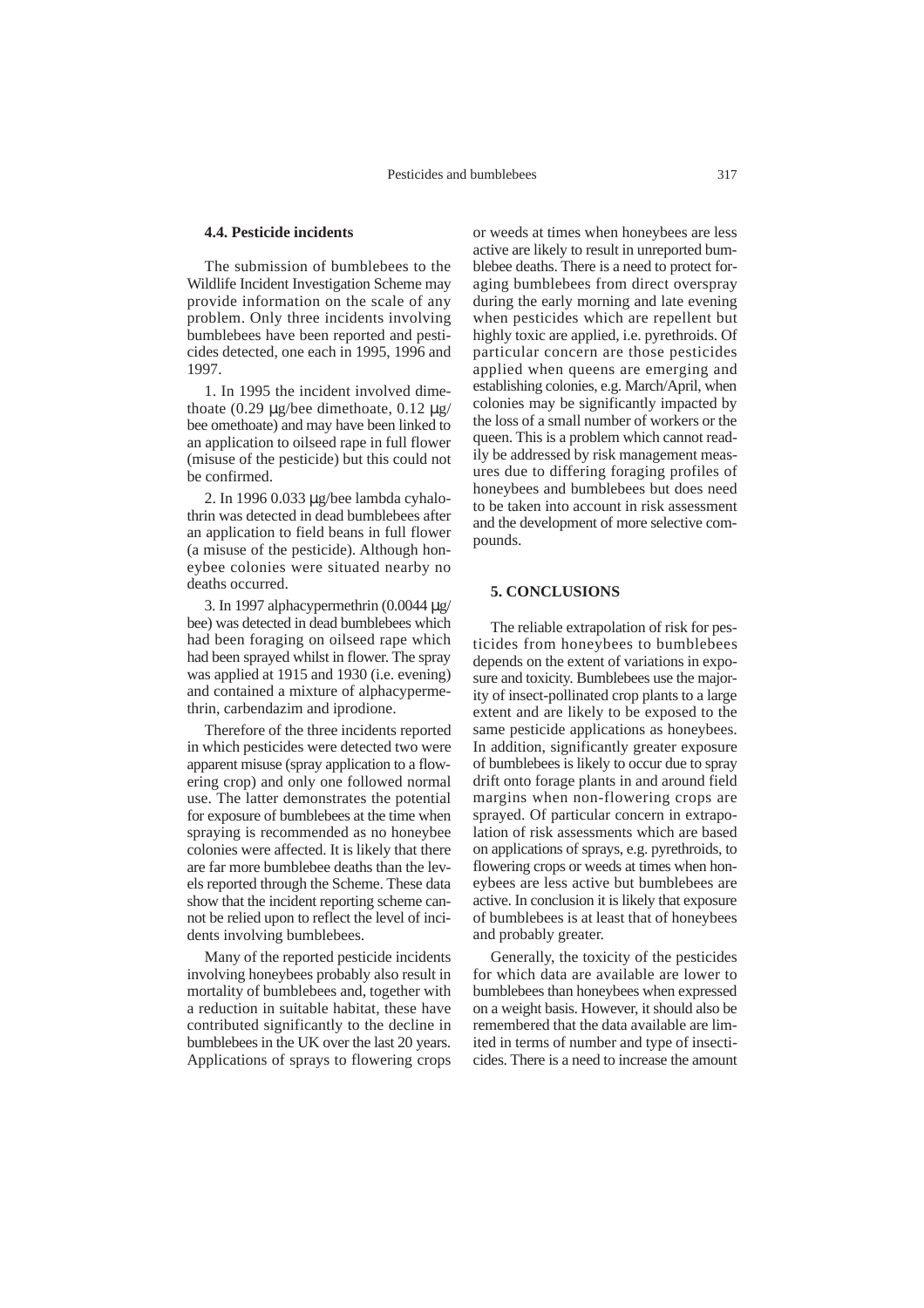### 4.4. Pesticide incidents

The submission of bumblebees to the Wildlife Incident Investigation Scheme may provide information on the scale of any problem. Only three incidents involving bumblebees have been reported and pesticides detected, one each in 1995, 1996 and 1997.

1. In 1995 the incident involved dimethoate (0.29 μg/bee dimethoate, 0.12 μg/bee omethoate) and may have been linked to an application to oilseed rape in full flower (misuse of the pesticide) but this could not be confirmed.

2. In 1996 0.033 μg/bee lambda cyhalothrin was detected in dead bumblebees after an application to field beans in full flower (a misuse of the pesticide). Although honeybee colonies were situated nearby no deaths occurred.

3. In 1997 alphacypermethrin (0.0044 μg/bee) was detected in dead bumblebees which had been foraging on oilseed rape which had been sprayed whilst in flower. The spray was applied at 1915 and 1930 (i.e. evening) and contained a mixture of alphacypermethrin, carbendazim and iprodione.

Therefore of the three incidents reported in which pesticides were detected two were apparent misuse (spray application to a flowering crop) and only one followed normal use. The latter demonstrates the potential for exposure of bumblebees at the time when spraying is recommended as no honeybee colonies were affected. It is likely that there are far more bumblebee deaths than the levels reported through the Scheme. These data show that the incident reporting scheme cannot be relied upon to reflect the level of incidents involving bumblebees.

Many of the reported pesticide incidents involving honeybees probably also result in mortality of bumblebees and, together with a reduction in suitable habitat, these have contributed significantly to the decline in bumblebees in the UK over the last 20 years. Applications of sprays to flowering crops or weeds at times when honeybees are less active are likely to result in unreported bumblebee deaths. There is a need to protect foraging bumblebees from direct overspray during the early morning and late evening when pesticides which are repellent but highly toxic are applied, i.e. pyrethroids. Of particular concern are those pesticides applied when queens are emerging and establishing colonies, e.g. March/April, when colonies may be significantly impacted by the loss of a small number of workers or the queen. This is a problem which cannot readily be addressed by risk management measures due to differing foraging profiles of honeybees and bumblebees but does need to be taken into account in risk assessment and the development of more selective compounds.

## 5. CONCLUSIONS

The reliable extrapolation of risk for pesticides from honeybees to bumblebees depends on the extent of variations in exposure and toxicity. Bumblebees use the majority of insect-pollinated crop plants to a large extent and are likely to be exposed to the same pesticide applications as honeybees. In addition, significantly greater exposure of bumblebees is likely to occur due to spray drift onto forage plants in and around field margins when non-flowering crops are sprayed. Of particular concern in extrapolation of risk assessments which are based on applications of sprays, e.g. pyrethroids, to flowering crops or weeds at times when honeybees are less active but bumblebees are active. In conclusion it is likely that exposure of bumblebees is at least that of honeybees and probably greater.

Generally, the toxicity of the pesticides for which data are available are lower to bumblebees than honeybees when expressed on a weight basis. However, it should also be remembered that the data available are limited in terms of number and type of insecticides. There is a need to increase the amount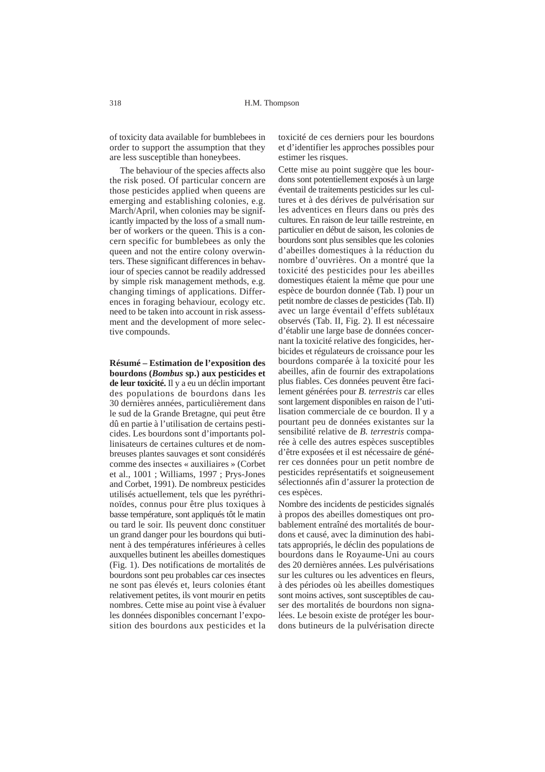of toxicity data available for bumblebees in order to support the assumption that they are less susceptible than honeybees.

The behaviour of the species affects also the risk posed. Of particular concern are those pesticides applied when queens are emerging and establishing colonies, e.g. March/April, when colonies may be significantly impacted by the loss of a small number of workers or the queen. This is a concern specific for bumblebees as only the queen and not the entire colony overwinters. These significant differences in behaviour of species cannot be readily addressed by simple risk management methods, e.g. changing timings of applications. Differences in foraging behaviour, ecology etc. need to be taken into account in risk assessment and the development of more selective compounds.

**Résumé – Estimation de l'exposition des bourdons (*Bombus* sp.) aux pesticides et de leur toxicité.** Il y a eu un déclin important des populations de bourdons dans les 30 dernières années, particulièrement dans le sud de la Grande Bretagne, qui peut être dû en partie à l'utilisation de certains pesticides. Les bourdons sont d'importants pollinisateurs de certaines cultures et de nombreuses plantes sauvages et sont considérés comme des insectes « auxiliaires » (Corbet et al., 1001 ; Williams, 1997 ; Prys-Jones and Corbet, 1991). De nombreux pesticides utilisés actuellement, tels que les pyréthrinoïdes, connus pour être plus toxiques à basse température, sont appliqués tôt le matin ou tard le soir. Ils peuvent donc constituer un grand danger pour les bourdons qui butinent à des températures inférieures à celles auxquelles butinent les abeilles domestiques (Fig. 1). Des notifications de mortalités de bourdons sont peu probables car ces insectes ne sont pas élevés et, leurs colonies étant relativement petites, ils vont mourir en petits nombres. Cette mise au point vise à évaluer les données disponibles concernant l'exposition des bourdons aux pesticides et la toxicité de ces derniers pour les bourdons et d'identifier les approches possibles pour estimer les risques.

Cette mise au point suggère que les bourdons sont potentiellement exposés à un large éventail de traitements pesticides sur les cultures et à des dérives de pulvérisation sur les adventices en fleurs dans ou près des cultures. En raison de leur taille restreinte, en particulier en début de saison, les colonies de bourdons sont plus sensibles que les colonies d'abeilles domestiques à la réduction du nombre d'ouvrières. On a montré que la toxicité des pesticides pour les abeilles domestiques étaient la même que pour une espèce de bourdon donnée (Tab. I) pour un petit nombre de classes de pesticides (Tab. II) avec un large éventail d'effets sublétaux observés (Tab. II, Fig. 2). Il est nécessaire d'établir une large base de données concernant la toxicité relative des fongicides, herbicides et régulateurs de croissance pour les bourdons comparée à la toxicité pour les abeilles, afin de fournir des extrapolations plus fiables. Ces données peuvent être facilement générées pour *B. terrestris* car elles sont largement disponibles en raison de l'utilisation commerciale de ce bourdon. Il y a pourtant peu de données existantes sur la sensibilité relative de *B. terrestris* comparée à celle des autres espèces susceptibles d'être exposées et il est nécessaire de générer ces données pour un petit nombre de pesticides représentatifs et soigneusement sélectionnés afin d'assurer la protection de ces espèces.

Nombre des incidents de pesticides signalés à propos des abeilles domestiques ont probablement entraîné des mortalités de bourdons et causé, avec la diminution des habitats appropriés, le déclin des populations de bourdons dans le Royaume-Uni au cours des 20 dernières années. Les pulvérisations sur les cultures ou les adventices en fleurs, à des périodes où les abeilles domestiques sont moins actives, sont susceptibles de causer des mortalités de bourdons non signalées. Le besoin existe de protéger les bourdons butineurs de la pulvérisation directe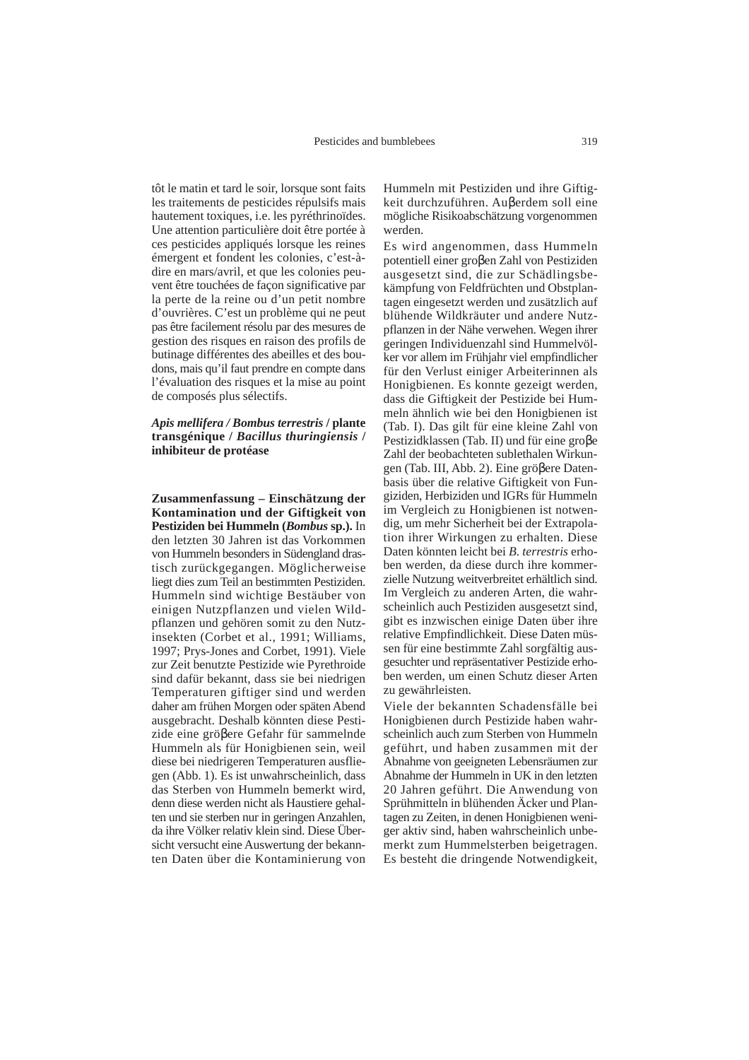tôt le matin et tard le soir, lorsque sont faits les traitements de pesticides répulsifs mais hautement toxiques, i.e. les pyréthrinoïdes. Une attention particulière doit être portée à ces pesticides appliqués lorsque les reines émergent et fondent les colonies, c'est-à-dire en mars/avril, et que les colonies peuvent être touchées de façon significative par la perte de la reine ou d'un petit nombre d'ouvrières. C'est un problème qui ne peut pas être facilement résolu par des mesures de gestion des risques en raison des profils de butinage différentes des abeilles et des bourdons, mais qu'il faut prendre en compte dans l'évaluation des risques et la mise au point de composés plus sélectifs.

***Apis mellifera / Bombus terrestris* / plante transgénique / *Bacillus thuringiensis* / inhibiteur de protéase**

**Zusammenfassung – Einschätzung der Kontamination und der Giftigkeit von Pestiziden bei Hummeln (*Bombus* sp.).** In den letzten 30 Jahren ist das Vorkommen von Hummeln besonders in Südengland drastisch zurückgegangen. Möglicherweise liegt dies zum Teil an bestimmten Pestiziden. Hummeln sind wichtige Bestäuber von einigen Nutzpflanzen und vielen Wildpflanzen und gehören somit zu den Nutzinsekten (Corbet et al., 1991; Williams, 1997; Prys-Jones and Corbet, 1991). Viele zur Zeit benutzte Pestizide wie Pyrethroide sind dafür bekannt, dass sie bei niedrigen Temperaturen giftiger sind und werden daher am frühen Morgen oder späten Abend ausgebracht. Deshalb könnten diese Pestizide eine gröβere Gefahr für sammelnde Hummeln als für Honigbienen sein, weil diese bei niedrigeren Temperaturen ausfliegen (Abb. 1). Es ist unwahrscheinlich, dass das Sterben von Hummeln bemerkt wird, denn diese werden nicht als Haustiere gehalten und sie sterben nur in geringen Anzahlen, da ihre Völker relativ klein sind. Diese Übersicht versucht eine Auswertung der bekannten Daten über die Kontaminierung von Hummeln mit Pestiziden und ihre Giftigkeit durchzuführen. Auβerdem soll eine mögliche Risikoabschätzung vorgenommen werden.

Es wird angenommen, dass Hummeln potentiell einer groβen Zahl von Pestiziden ausgesetzt sind, die zur Schädlingsbekämpfung von Feldfrüchten und Obstplantagen eingesetzt werden und zusätzlich auf blühende Wildkräuter und andere Nutzpflanzen in der Nähe verwehen. Wegen ihrer geringen Individuenzahl sind Hummelvölker vor allem im Frühjahr viel empfindlicher für den Verlust einiger Arbeiterinnen als Honigbienen. Es konnte gezeigt werden, dass die Giftigkeit der Pestizide bei Hummeln ähnlich wie bei den Honigbienen ist (Tab. I). Das gilt für eine kleine Zahl von Pestizidklassen (Tab. II) und für eine groβe Zahl der beobachteten sublethalen Wirkungen (Tab. III, Abb. 2). Eine gröβere Datenbasis über die relative Giftigkeit von Fungiziden, Herbiziden und IGRs für Hummeln im Vergleich zu Honigbienen ist notwendig, um mehr Sicherheit bei der Extrapolation ihrer Wirkungen zu erhalten. Diese Daten könnten leicht bei *B. terrestris* erhoben werden, da diese durch ihre kommerzielle Nutzung weitverbreitet erhältlich sind. Im Vergleich zu anderen Arten, die wahrscheinlich auch Pestiziden ausgesetzt sind, gibt es inzwischen einige Daten über ihre relative Empfindlichkeit. Diese Daten müssen für eine bestimmte Zahl sorgfältig ausgesuchter und repräsentativer Pestizide erhoben werden, um einen Schutz dieser Arten zu gewährleisten.

Viele der bekannten Schadensfälle bei Honigbienen durch Pestizide haben wahrscheinlich auch zum Sterben von Hummeln geführt, und haben zusammen mit der Abnahme von geeigneten Lebensräumen zur Abnahme der Hummeln in UK in den letzten 20 Jahren geführt. Die Anwendung von Sprühmitteln in blühenden Äcker und Plantagen zu Zeiten, in denen Honigbienen weniger aktiv sind, haben wahrscheinlich unbemerkt zum Hummelsterben beigetragen. Es besteht die dringende Notwendigkeit,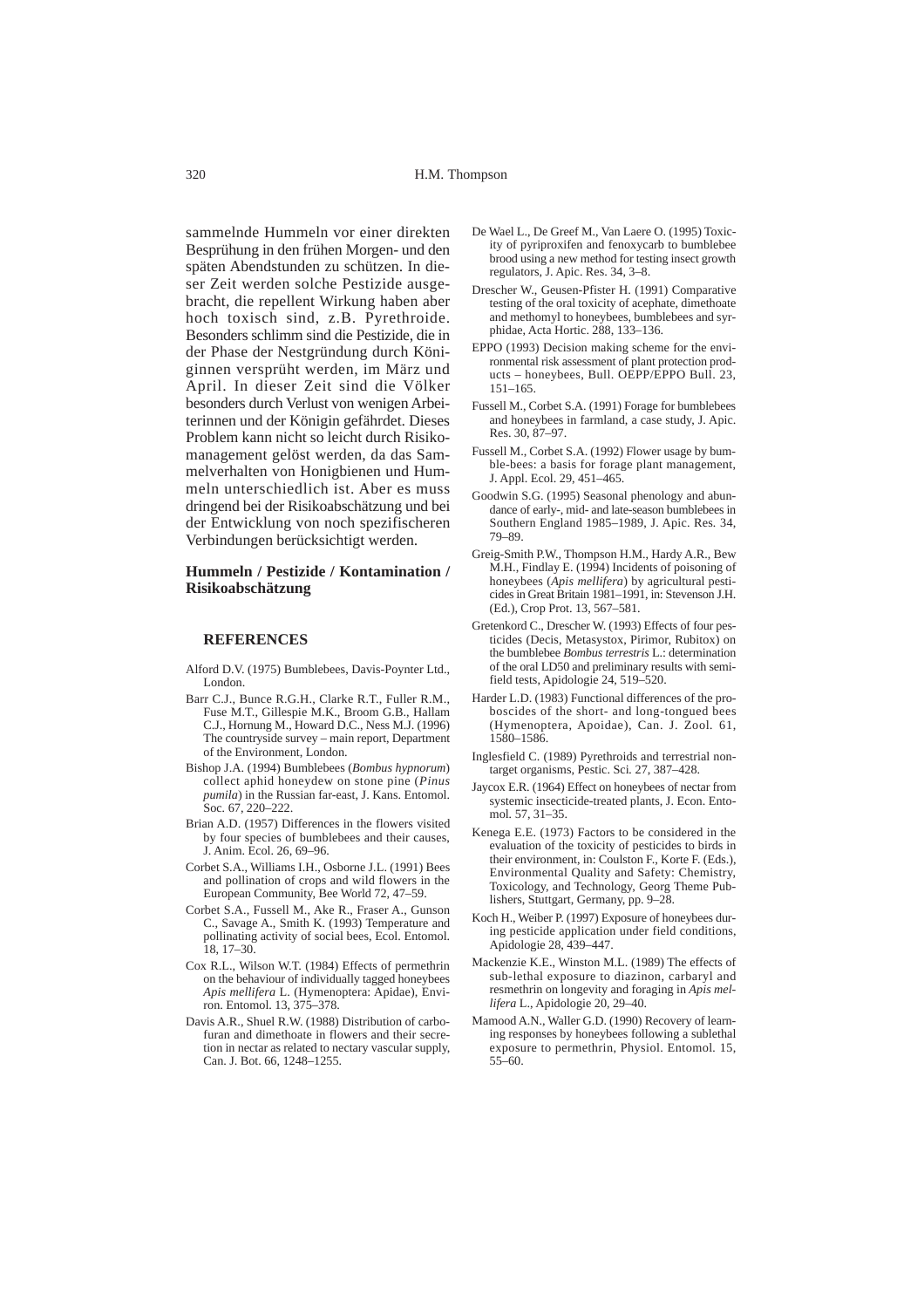sammelnde Hummeln vor einer direkten Besprühung in den frühen Morgen- und den späten Abendstunden zu schützen. In dieser Zeit werden solche Pestizide ausgebracht, die repellent Wirkung haben aber hoch toxisch sind, z.B. Pyrethroide. Besonders schlimm sind die Pestizide, die in der Phase der Nestgründung durch Königinnen versprüht werden, im März und April. In dieser Zeit sind die Völker besonders durch Verlust von wenigen Arbeiterinnen und der Königin gefährdet. Dieses Problem kann nicht so leicht durch Risikomanagement gelöst werden, da das Sammelverhalten von Honigbienen und Hummeln unterschiedlich ist. Aber es muss dringend bei der Risikoabschätzung und bei der Entwicklung von noch spezifischeren Verbindungen berücksichtigt werden.

**Hummeln / Pestizide / Kontamination / Risikoabschätzung**

## REFERENCES

Alford D.V. (1975) Bumblebees, Davis-Poynter Ltd., London.

Barr C.J., Bunce R.G.H., Clarke R.T., Fuller R.M., Fuse M.T., Gillespie M.K., Broom G.B., Hallam C.J., Hornung M., Howard D.C., Ness M.J. (1996) The countryside survey – main report, Department of the Environment, London.

Bishop J.A. (1994) Bumblebees (*Bombus hypnorum*) collect aphid honeydew on stone pine (*Pinus pumila*) in the Russian far-east, J. Kans. Entomol. Soc. 67, 220–222.

Brian A.D. (1957) Differences in the flowers visited by four species of bumblebees and their causes, J. Anim. Ecol. 26, 69–96.

Corbet S.A., Williams I.H., Osborne J.L. (1991) Bees and pollination of crops and wild flowers in the European Community, Bee World 72, 47–59.

Corbet S.A., Fussell M., Ake R., Fraser A., Gunson C., Savage A., Smith K. (1993) Temperature and pollinating activity of social bees, Ecol. Entomol. 18, 17–30.

Cox R.L., Wilson W.T. (1984) Effects of permethrin on the behaviour of individually tagged honeybees *Apis mellifera* L. (Hymenoptera: Apidae), Environ. Entomol. 13, 375–378.

Davis A.R., Shuel R.W. (1988) Distribution of carbofuran and dimethoate in flowers and their secretion in nectar as related to nectary vascular supply, Can. J. Bot. 66, 1248–1255.

De Wael L., De Greef M., Van Laere O. (1995) Toxicity of pyriproxifen and fenoxycarb to bumblebee brood using a new method for testing insect growth regulators, J. Apic. Res. 34, 3–8.

Drescher W., Geusen-Pfister H. (1991) Comparative testing of the oral toxicity of acephate, dimethoate and methomyl to honeybees, bumblebees and syrphidae, Acta Hortic. 288, 133–136.

EPPO (1993) Decision making scheme for the environmental risk assessment of plant protection products – honeybees, Bull. OEPP/EPPO Bull. 23, 151–165.

Fussell M., Corbet S.A. (1991) Forage for bumblebees and honeybees in farmland, a case study, J. Apic. Res. 30, 87–97.

Fussell M., Corbet S.A. (1992) Flower usage by bumble-bees: a basis for forage plant management, J. Appl. Ecol. 29, 451–465.

Goodwin S.G. (1995) Seasonal phenology and abundance of early-, mid- and late-season bumblebees in Southern England 1985–1989, J. Apic. Res. 34, 79–89.

Greig-Smith P.W., Thompson H.M., Hardy A.R., Bew M.H., Findlay E. (1994) Incidents of poisoning of honeybees (*Apis mellifera*) by agricultural pesticides in Great Britain 1981–1991, in: Stevenson J.H. (Ed.), Crop Prot. 13, 567–581.

Gretenkord C., Drescher W. (1993) Effects of four pesticides (Decis, Metasystox, Pirimor, Rubitox) on the bumblebee *Bombus terrestris* L.: determination of the oral LD50 and preliminary results with semi-field tests, Apidologie 24, 519–520.

Harder L.D. (1983) Functional differences of the proboscides of the short- and long-tongued bees (Hymenoptera, Apoidae), Can. J. Zool. 61, 1580–1586.

Inglesfield C. (1989) Pyrethroids and terrestrial non-target organisms, Pestic. Sci. 27, 387–428.

Jaycox E.R. (1964) Effect on honeybees of nectar from systemic insecticide-treated plants, J. Econ. Entomol. 57, 31–35.

Kenega E.E. (1973) Factors to be considered in the evaluation of the toxicity of pesticides to birds in their environment, in: Coulston F., Korte F. (Eds.), Environmental Quality and Safety: Chemistry, Toxicology, and Technology, Georg Theme Publishers, Stuttgart, Germany, pp. 9–28.

Koch H., Weiber P. (1997) Exposure of honeybees during pesticide application under field conditions, Apidologie 28, 439–447.

Mackenzie K.E., Winston M.L. (1989) The effects of sub-lethal exposure to diazinon, carbaryl and resmethrin on longevity and foraging in *Apis mellifera* L., Apidologie 20, 29–40.

Mamood A.N., Waller G.D. (1990) Recovery of learning responses by honeybees following a sublethal exposure to permethrin, Physiol. Entomol. 15, 55–60.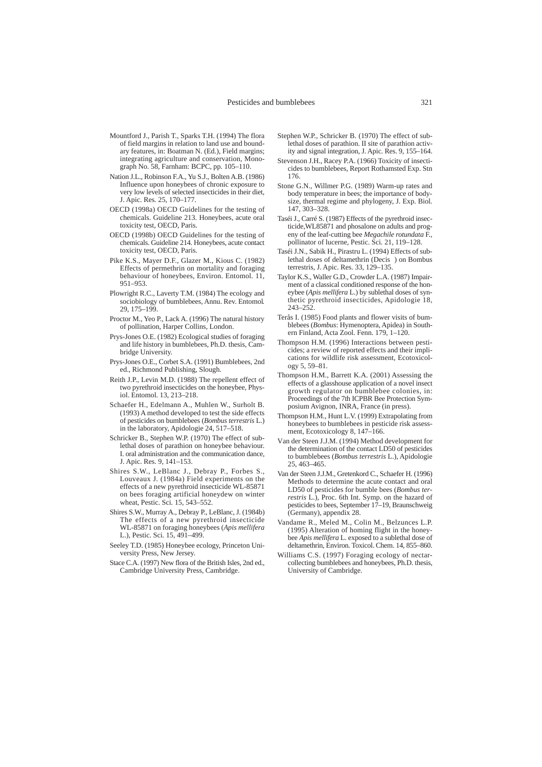Mountford J., Parish T., Sparks T.H. (1994) The flora of field margins in relation to land use and boundary features, in: Boatman N. (Ed.), Field margins; integrating agriculture and conservation, Monograph No. 58, Farnham: BCPC, pp. 105–110.

Nation J.L., Robinson F.A., Yu S.J., Bolten A.B. (1986) Influence upon honeybees of chronic exposure to very low levels of selected insecticides in their diet, J. Apic. Res. 25, 170–177.

OECD (1998a) OECD Guidelines for the testing of chemicals. Guideline 213. Honeybees, acute oral toxicity test, OECD, Paris.

OECD (1998b) OECD Guidelines for the testing of chemicals. Guideline 214. Honeybees, acute contact toxicity test, OECD, Paris.

Pike K.S., Mayer D.F., Glazer M., Kious C. (1982) Effects of permethrin on mortality and foraging behaviour of honeybees, Environ. Entomol. 11, 951–953.

Plowright R.C., Laverty T.M. (1984) The ecology and sociobiology of bumblebees, Annu. Rev. Entomol. 29, 175–199.

Proctor M., Yeo P., Lack A. (1996) The natural history of pollination, Harper Collins, London.

Prys-Jones O.E. (1982) Ecological studies of foraging and life history in bumblebees, Ph.D. thesis, Cambridge University.

Prys-Jones O.E., Corbet S.A. (1991) Bumblebees, 2nd ed., Richmond Publishing, Slough.

Reith J.P., Levin M.D. (1988) The repellent effect of two pyrethroid insecticides on the honeybee, Physiol. Entomol. 13, 213–218.

Schaefer H., Edelmann A., Muhlen W., Surholt B. (1993) A method developed to test the side effects of pesticides on bumblebees (*Bombus terrestris* L.) in the laboratory, Apidologie 24, 517–518.

Schricker B., Stephen W.P. (1970) The effect of sublethal doses of parathion on honeybee behaviour. I. oral administration and the communication dance, J. Apic. Res. 9, 141–153.

Shires S.W., LeBlanc J., Debray P., Forbes S., Louveaux J. (1984a) Field experiments on the effects of a new pyrethroid insecticide WL-85871 on bees foraging artificial honeydew on winter wheat, Pestic. Sci. 15, 543–552.

Shires S.W., Murray A., Debray P., LeBlanc, J. (1984b) The effects of a new pyrethroid insecticide WL-85871 on foraging honeybees (*Apis mellifera* L.), Pestic. Sci. 15, 491–499.

Seeley T.D. (1985) Honeybee ecology, Princeton University Press, New Jersey.

Stace C.A. (1997) New flora of the British Isles, 2nd ed., Cambridge University Press, Cambridge.

Stephen W.P., Schricker B. (1970) The effect of sublethal doses of parathion. II site of parathion activity and signal integration, J. Apic. Res. 9, 155–164.

Stevenson J.H., Racey P.A. (1966) Toxicity of insecticides to bumblebees, Report Rothamsted Exp. Stn 176.

Stone G.N., Willmer P.G. (1989) Warm-up rates and body temperature in bees; the importance of body-size, thermal regime and phylogeny, J. Exp. Biol. 147, 303–328.

Taséi J., Carré S. (1987) Effects of the pyrethroid insecticide,WL85871 and phosalone on adults and progeny of the leaf-cutting bee *Megachile rotundata* F., pollinator of lucerne, Pestic. Sci. 21, 119–128.

Taséi J.N., Sabik H., Pirastru L. (1994) Effects of sublethal doses of deltamethrin (Decis ) on Bombus terrestris, J. Apic. Res. 33, 129–135.

Taylor K.S., Waller G.D., Crowder L.A. (1987) Impairment of a classical conditioned response of the honeybee (*Apis mellifera* L.) by sublethal doses of synthetic pyrethroid insecticides, Apidologie 18, 243–252.

Terås I. (1985) Food plants and flower visits of bumblebees (*Bombus*: Hymenoptera, Apidea) in Southern Finland, Acta Zool. Fenn. 179, 1–120.

Thompson H.M. (1996) Interactions between pesticides; a review of reported effects and their implications for wildlife risk assessment, Ecotoxicology 5, 59–81.

Thompson H.M., Barrett K.A. (2001) Assessing the effects of a glasshouse application of a novel insect growth regulator on bumblebee colonies, in: Proceedings of the 7th ICPBR Bee Protection Symposium Avignon, INRA, France (in press).

Thompson H.M., Hunt L.V. (1999) Extrapolating from honeybees to bumblebees in pesticide risk assessment, Ecotoxicology 8, 147–166.

Van der Steen J.J.M. (1994) Method development for the determination of the contact LD50 of pesticides to bumblebees (*Bombus terrestris* L.), Apidologie 25, 463–465.

Van der Steen J.J.M., Gretenkord C., Schaefer H. (1996) Methods to determine the acute contact and oral LD50 of pesticides for bumble bees (*Bombus terrestris* L.), Proc. 6th Int. Symp. on the hazard of pesticides to bees, September 17–19, Braunschweig (Germany), appendix 28.

Vandame R., Meled M., Colin M., Belzunces L.P. (1995) Alteration of homing flight in the honeybee *Apis mellifera* L. exposed to a sublethal dose of deltamethrin, Environ. Toxicol. Chem. 14, 855–860.

Williams C.S. (1997) Foraging ecology of nectar-collecting bumblebees and honeybees, Ph.D. thesis, University of Cambridge.